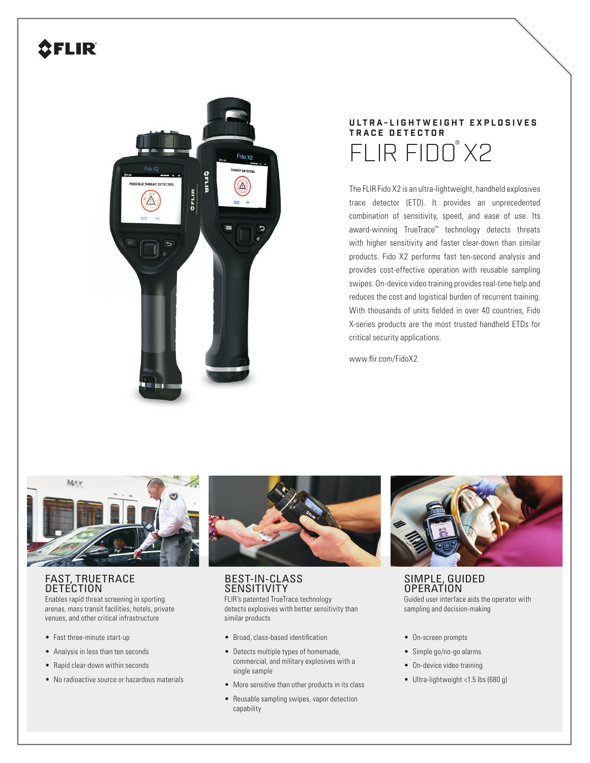# ULTRA-LIGHTWEIGHT EXPLOSIVES TRACE DETECTOR

# FLIR FIDO® X2

The FLIR Fido X2 is an ultra-lightweight, handheld explosives trace detector (ETD). It provides an unprecedented combination of sensitivity, speed, and ease of use. Its award-winning TrueTrace™ technology detects threats with higher sensitivity and faster clear-down than similar products. Fido X2 performs fast ten-second analysis and provides cost-effective operation with reusable sampling swipes. On-device video training provides real-time help and reduces the cost and logistical burden of recurrent training. With thousands of units fielded in over 40 countries, Fido X-series products are the most trusted handheld ETDs for critical security applications.

www.flir.com/FidoX2

## FAST, TRUETRACE DETECTION

Enables rapid threat screening in sporting arenas, mass transit facilities, hotels, private venues, and other critical infrastructure

- Fast three-minute start-up
- Analysis in less than ten seconds
- Rapid clear-down within seconds
- No radioactive source or hazardous materials

## BEST-IN-CLASS SENSITIVITY

FLIR's patented TrueTrace technology detects explosives with better sensitivity than similar products

- Broad, class-based identification
- Detects multiple types of homemade, commercial, and military explosives with a single sample
- More sensitive than other products in its class
- Reusable sampling swipes, vapor detection capability

## SIMPLE, GUIDED OPERATION

Guided user interface aids the operator with sampling and decision-making

- On-screen prompts
- Simple go/no-go alarms
- On-device video training
- Ultra-lightweight <1.5 lbs (680 g)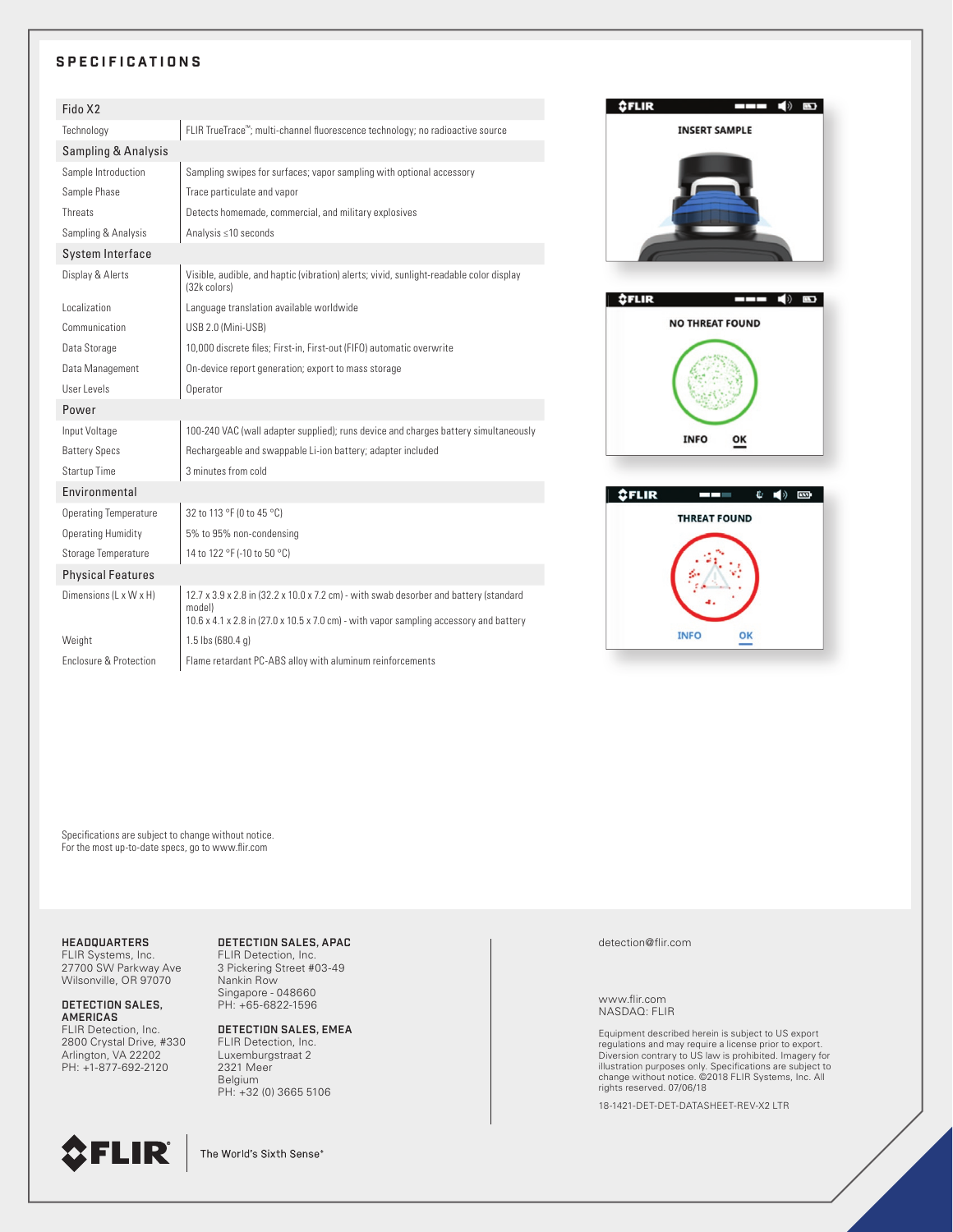## SPECIFICATIONS

| Fido X2 | |
|---|---|
| Technology | FLIR TrueTrace™; multi-channel fluorescence technology; no radioactive source |
| **Sampling & Analysis** | |
| Sample Introduction | Sampling swipes for surfaces; vapor sampling with optional accessory |
| Sample Phase | Trace particulate and vapor |
| Threats | Detects homemade, commercial, and military explosives |
| Sampling & Analysis | Analysis ≤10 seconds |
| **System Interface** | |
| Display & Alerts | Visible, audible, and haptic (vibration) alerts; vivid, sunlight-readable color display (32k colors) |
| Localization | Language translation available worldwide |
| Communication | USB 2.0 (Mini-USB) |
| Data Storage | 10,000 discrete files; First-in, First-out (FIFO) automatic overwrite |
| Data Management | On-device report generation; export to mass storage |
| User Levels | Operator |
| **Power** | |
| Input Voltage | 100-240 VAC (wall adapter supplied); runs device and charges battery simultaneously |
| Battery Specs | Rechargeable and swappable Li-ion battery; adapter included |
| Startup Time | 3 minutes from cold |
| **Environmental** | |
| Operating Temperature | 32 to 113 °F (0 to 45 °C) |
| Operating Humidity | 5% to 95% non-condensing |
| Storage Temperature | 14 to 122 °F (-10 to 50 °C) |
| **Physical Features** | |
| Dimensions (L x W x H) | 12.7 x 3.9 x 2.8 in (32.2 x 10.0 x 7.2 cm) - with swab desorber and battery (standard model)<br>10.6 x 4.1 x 2.8 in (27.0 x 10.5 x 7.0 cm) - with vapor sampling accessory and battery |
| Weight | 1.5 lbs (680.4 g) |
| Enclosure & Protection | Flame retardant PC-ABS alloy with aluminum reinforcements |

INSERT SAMPLE

NO THREAT FOUND

INFO OK

THREAT FOUND

INFO OK

Specifications are subject to change without notice.
For the most up-to-date specs, go to www.flir.com

**HEADQUARTERS**
FLIR Systems, Inc.
27700 SW Parkway Ave
Wilsonville, OR 97070

**DETECTION SALES, AMERICAS**
FLIR Detection, Inc.
2800 Crystal Drive, #330
Arlington, VA 22202
PH: +1-877-692-2120

**DETECTION SALES, APAC**
FLIR Detection, Inc.
3 Pickering Street #03-49
Nankin Row
Singapore - 048660
PH: +65-6822-1596

**DETECTION SALES, EMEA**
FLIR Detection, Inc.
Luxemburgstraat 2
2321 Meer
Belgium
PH: +32 (0) 3665 5106

detection@flir.com

www.flir.com
NASDAQ: FLIR

Equipment described herein is subject to US export regulations and may require a license prior to export. Diversion contrary to US law is prohibited. Imagery for illustration purposes only. Specifications are subject to change without notice. ©2018 FLIR Systems, Inc. All rights reserved. 07/06/18

18-1421-DET-DET-DATASHEET-REV-X2 LTR

FLIR® The World's Sixth Sense®